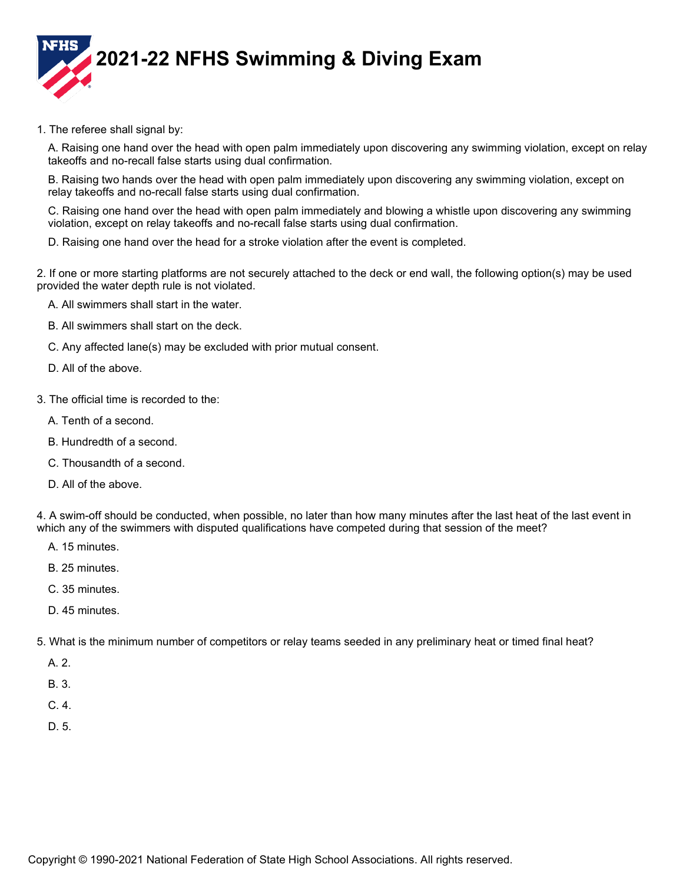# 2021-22 NFHS Swimming & Diving Exam

1. The referee shall signal by:

   A. Raising one hand over the head with open palm immediately upon discovering any swimming violation, except on relay takeoffs and no-recall false starts using dual confirmation.

   B. Raising two hands over the head with open palm immediately upon discovering any swimming violation, except on relay takeoffs and no-recall false starts using dual confirmation.

   C. Raising one hand over the head with open palm immediately and blowing a whistle upon discovering any swimming violation, except on relay takeoffs and no-recall false starts using dual confirmation.

   D. Raising one hand over the head for a stroke violation after the event is completed.

2. If one or more starting platforms are not securely attached to the deck or end wall, the following option(s) may be used provided the water depth rule is not violated.

   A. All swimmers shall start in the water.

   B. All swimmers shall start on the deck.

   C. Any affected lane(s) may be excluded with prior mutual consent.

   D. All of the above.

3. The official time is recorded to the:

   A. Tenth of a second.

   B. Hundredth of a second.

   C. Thousandth of a second.

   D. All of the above.

4. A swim-off should be conducted, when possible, no later than how many minutes after the last heat of the last event in which any of the swimmers with disputed qualifications have competed during that session of the meet?

   A. 15 minutes.

   B. 25 minutes.

   C. 35 minutes.

   D. 45 minutes.

5. What is the minimum number of competitors or relay teams seeded in any preliminary heat or timed final heat?

   A. 2.

   B. 3.

   C. 4.

   D. 5.

Copyright © 1990-2021 National Federation of State High School Associations. All rights reserved.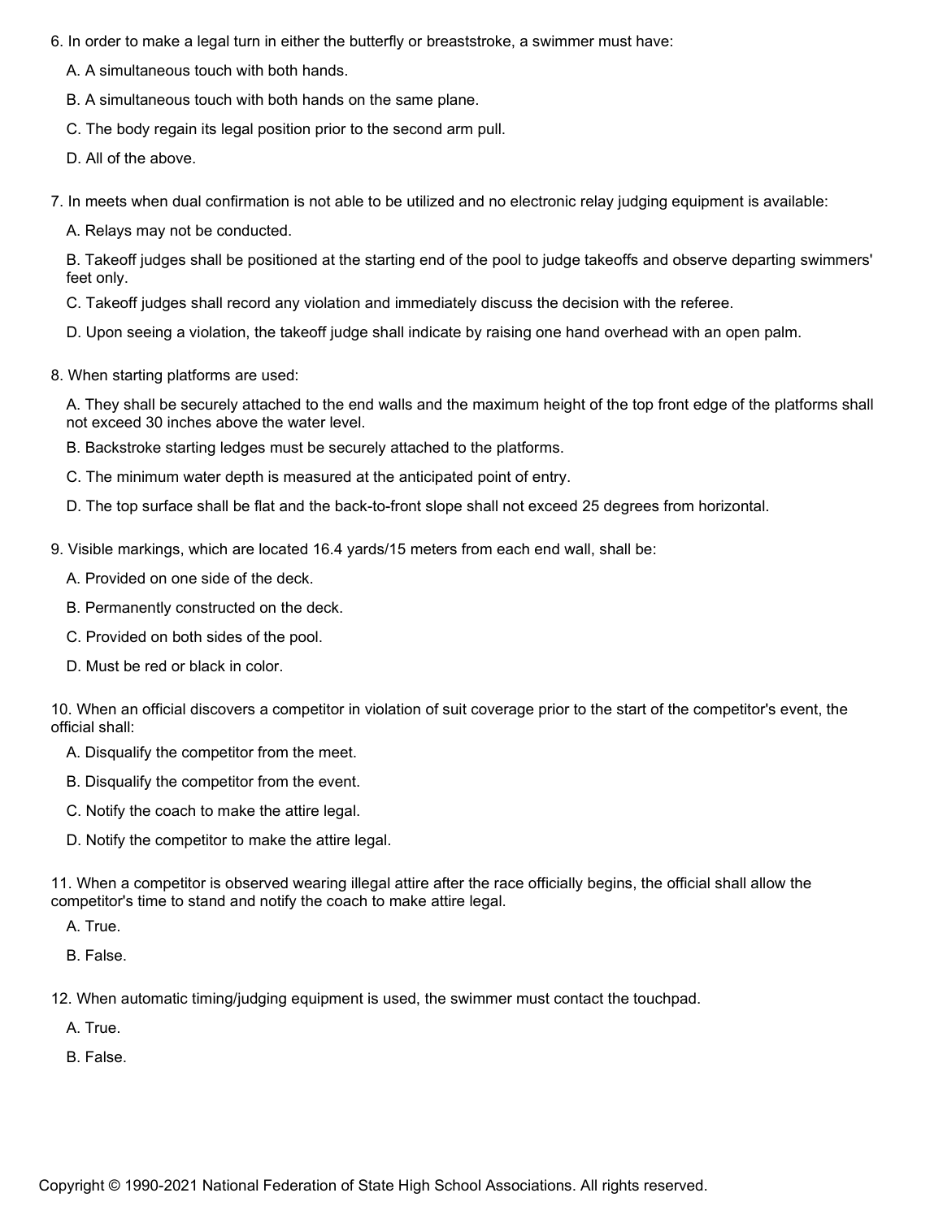6. In order to make a legal turn in either the butterfly or breaststroke, a swimmer must have:

   A. A simultaneous touch with both hands.

   B. A simultaneous touch with both hands on the same plane.

   C. The body regain its legal position prior to the second arm pull.

   D. All of the above.

7. In meets when dual confirmation is not able to be utilized and no electronic relay judging equipment is available:

   A. Relays may not be conducted.

   B. Takeoff judges shall be positioned at the starting end of the pool to judge takeoffs and observe departing swimmers' feet only.

   C. Takeoff judges shall record any violation and immediately discuss the decision with the referee.

   D. Upon seeing a violation, the takeoff judge shall indicate by raising one hand overhead with an open palm.

8. When starting platforms are used:

   A. They shall be securely attached to the end walls and the maximum height of the top front edge of the platforms shall not exceed 30 inches above the water level.

   B. Backstroke starting ledges must be securely attached to the platforms.

   C. The minimum water depth is measured at the anticipated point of entry.

   D. The top surface shall be flat and the back-to-front slope shall not exceed 25 degrees from horizontal.

9. Visible markings, which are located 16.4 yards/15 meters from each end wall, shall be:

   A. Provided on one side of the deck.

   B. Permanently constructed on the deck.

   C. Provided on both sides of the pool.

   D. Must be red or black in color.

10. When an official discovers a competitor in violation of suit coverage prior to the start of the competitor's event, the official shall:

    A. Disqualify the competitor from the meet.

    B. Disqualify the competitor from the event.

    C. Notify the coach to make the attire legal.

    D. Notify the competitor to make the attire legal.

11. When a competitor is observed wearing illegal attire after the race officially begins, the official shall allow the competitor's time to stand and notify the coach to make attire legal.

    A. True.

    B. False.

12. When automatic timing/judging equipment is used, the swimmer must contact the touchpad.

    A. True.

    B. False.

Copyright © 1990-2021 National Federation of State High School Associations. All rights reserved.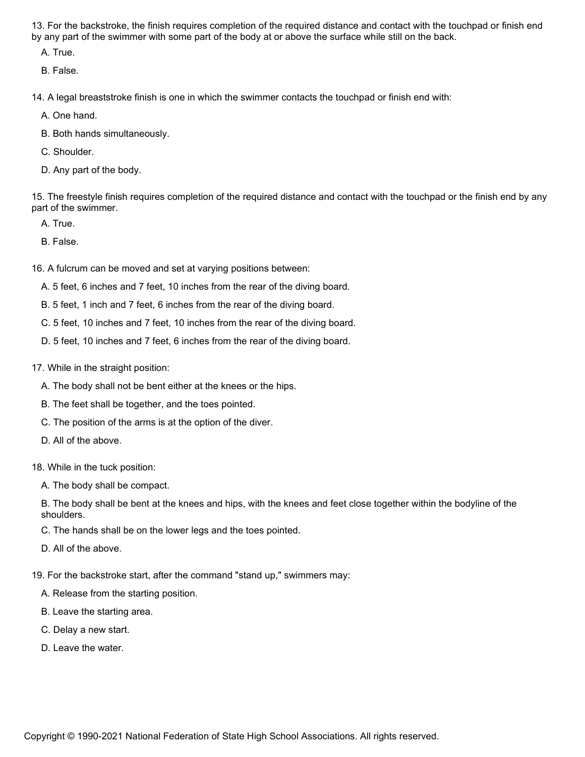13. For the backstroke, the finish requires completion of the required distance and contact with the touchpad or finish end by any part of the swimmer with some part of the body at or above the surface while still on the back.

   A. True.

   B. False.

14. A legal breaststroke finish is one in which the swimmer contacts the touchpad or finish end with:

   A. One hand.

   B. Both hands simultaneously.

   C. Shoulder.

   D. Any part of the body.

15. The freestyle finish requires completion of the required distance and contact with the touchpad or the finish end by any part of the swimmer.

   A. True.

   B. False.

16. A fulcrum can be moved and set at varying positions between:

   A. 5 feet, 6 inches and 7 feet, 10 inches from the rear of the diving board.

   B. 5 feet, 1 inch and 7 feet, 6 inches from the rear of the diving board.

   C. 5 feet, 10 inches and 7 feet, 10 inches from the rear of the diving board.

   D. 5 feet, 10 inches and 7 feet, 6 inches from the rear of the diving board.

17. While in the straight position:

   A. The body shall not be bent either at the knees or the hips.

   B. The feet shall be together, and the toes pointed.

   C. The position of the arms is at the option of the diver.

   D. All of the above.

18. While in the tuck position:

   A. The body shall be compact.

   B. The body shall be bent at the knees and hips, with the knees and feet close together within the bodyline of the shoulders.

   C. The hands shall be on the lower legs and the toes pointed.

   D. All of the above.

19. For the backstroke start, after the command "stand up," swimmers may:

   A. Release from the starting position.

   B. Leave the starting area.

   C. Delay a new start.

   D. Leave the water.

Copyright © 1990-2021 National Federation of State High School Associations. All rights reserved.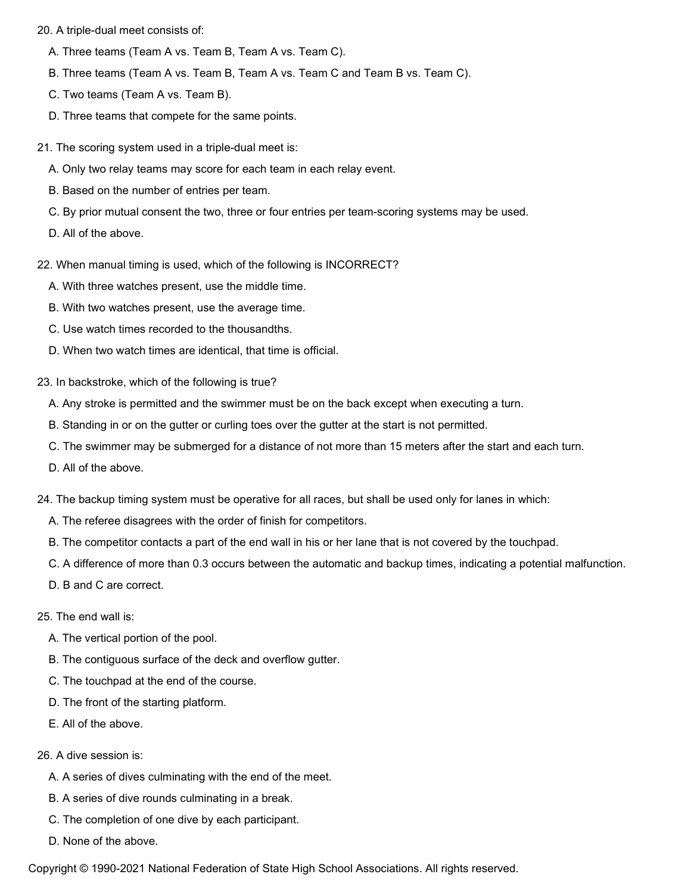20. A triple-dual meet consists of:

   A. Three teams (Team A vs. Team B, Team A vs. Team C).

   B. Three teams (Team A vs. Team B, Team A vs. Team C and Team B vs. Team C).

   C. Two teams (Team A vs. Team B).

   D. Three teams that compete for the same points.

21. The scoring system used in a triple-dual meet is:

   A. Only two relay teams may score for each team in each relay event.

   B. Based on the number of entries per team.

   C. By prior mutual consent the two, three or four entries per team-scoring systems may be used.

   D. All of the above.

22. When manual timing is used, which of the following is INCORRECT?

   A. With three watches present, use the middle time.

   B. With two watches present, use the average time.

   C. Use watch times recorded to the thousandths.

   D. When two watch times are identical, that time is official.

23. In backstroke, which of the following is true?

   A. Any stroke is permitted and the swimmer must be on the back except when executing a turn.

   B. Standing in or on the gutter or curling toes over the gutter at the start is not permitted.

   C. The swimmer may be submerged for a distance of not more than 15 meters after the start and each turn.

   D. All of the above.

24. The backup timing system must be operative for all races, but shall be used only for lanes in which:

   A. The referee disagrees with the order of finish for competitors.

   B. The competitor contacts a part of the end wall in his or her lane that is not covered by the touchpad.

   C. A difference of more than 0.3 occurs between the automatic and backup times, indicating a potential malfunction.

   D. B and C are correct.

25. The end wall is:

   A. The vertical portion of the pool.

   B. The contiguous surface of the deck and overflow gutter.

   C. The touchpad at the end of the course.

   D. The front of the starting platform.

   E. All of the above.

26. A dive session is:

   A. A series of dives culminating with the end of the meet.

   B. A series of dive rounds culminating in a break.

   C. The completion of one dive by each participant.

   D. None of the above.

Copyright © 1990-2021 National Federation of State High School Associations. All rights reserved.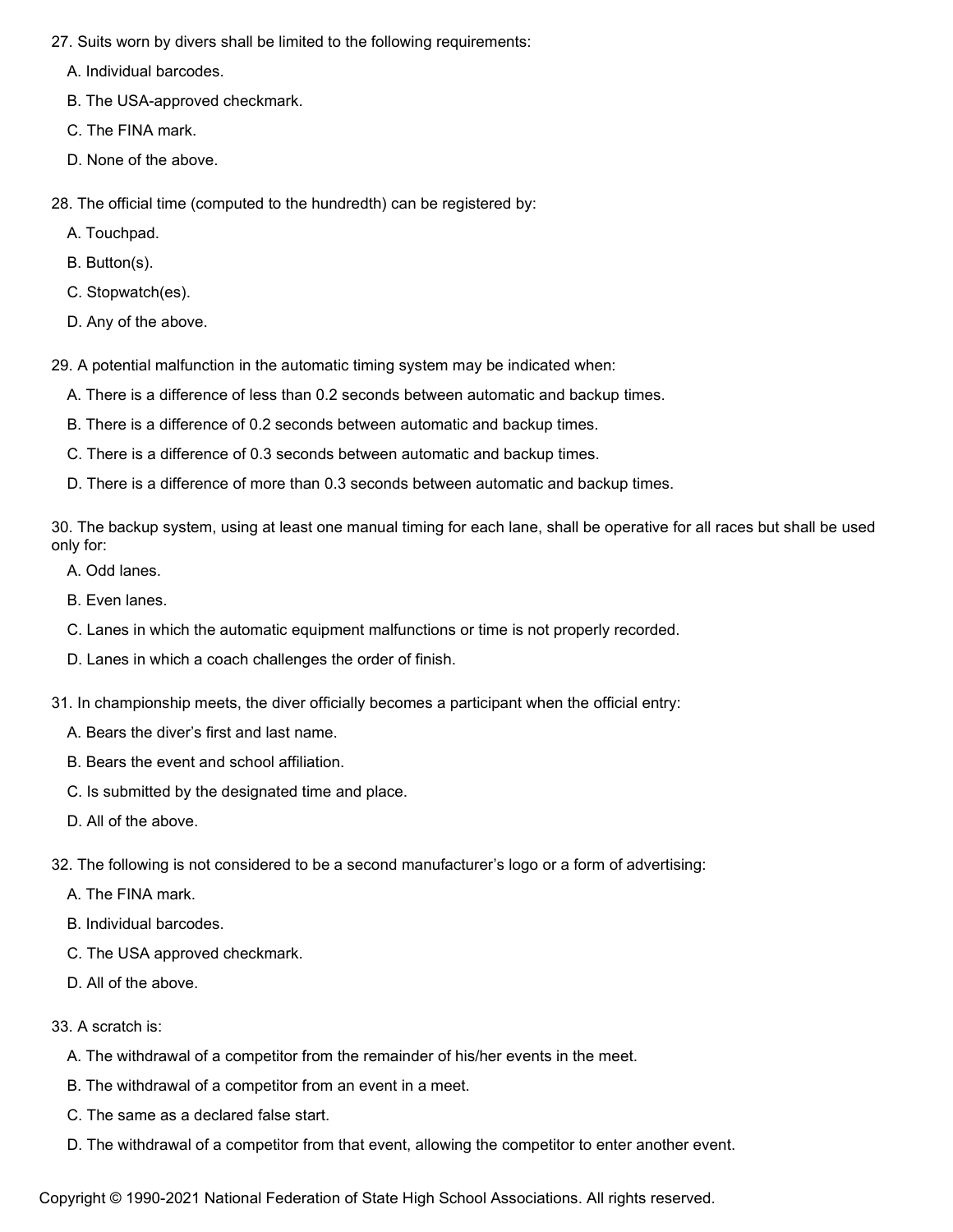27. Suits worn by divers shall be limited to the following requirements:

   A. Individual barcodes.

   B. The USA-approved checkmark.

   C. The FINA mark.

   D. None of the above.

28. The official time (computed to the hundredth) can be registered by:

   A. Touchpad.

   B. Button(s).

   C. Stopwatch(es).

   D. Any of the above.

29. A potential malfunction in the automatic timing system may be indicated when:

   A. There is a difference of less than 0.2 seconds between automatic and backup times.

   B. There is a difference of 0.2 seconds between automatic and backup times.

   C. There is a difference of 0.3 seconds between automatic and backup times.

   D. There is a difference of more than 0.3 seconds between automatic and backup times.

30. The backup system, using at least one manual timing for each lane, shall be operative for all races but shall be used only for:

   A. Odd lanes.

   B. Even lanes.

   C. Lanes in which the automatic equipment malfunctions or time is not properly recorded.

   D. Lanes in which a coach challenges the order of finish.

31. In championship meets, the diver officially becomes a participant when the official entry:

   A. Bears the diver's first and last name.

   B. Bears the event and school affiliation.

   C. Is submitted by the designated time and place.

   D. All of the above.

32. The following is not considered to be a second manufacturer's logo or a form of advertising:

   A. The FINA mark.

   B. Individual barcodes.

   C. The USA approved checkmark.

   D. All of the above.

33. A scratch is:

   A. The withdrawal of a competitor from the remainder of his/her events in the meet.

   B. The withdrawal of a competitor from an event in a meet.

   C. The same as a declared false start.

   D. The withdrawal of a competitor from that event, allowing the competitor to enter another event.

Copyright © 1990-2021 National Federation of State High School Associations. All rights reserved.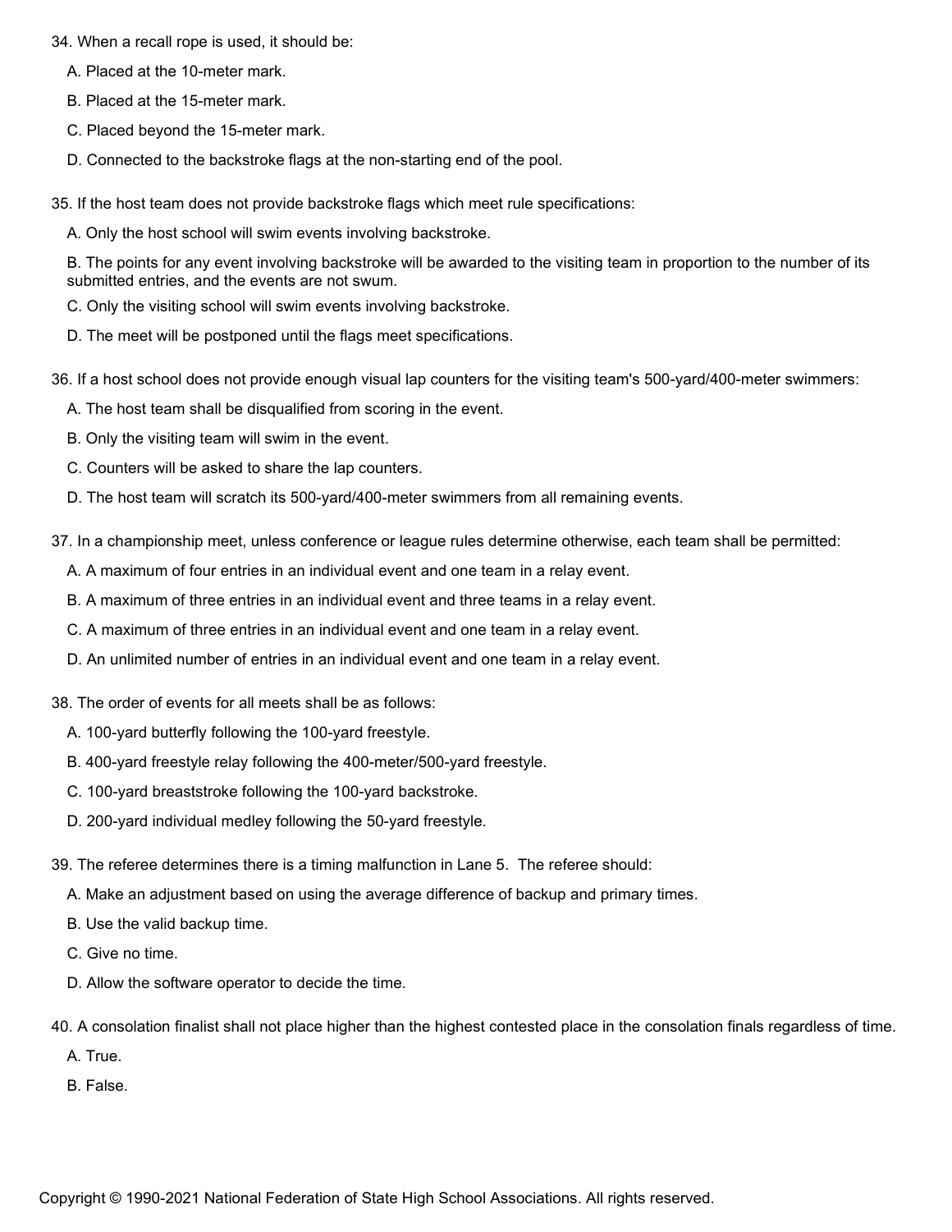34. When a recall rope is used, it should be:

   A. Placed at the 10-meter mark.

   B. Placed at the 15-meter mark.

   C. Placed beyond the 15-meter mark.

   D. Connected to the backstroke flags at the non-starting end of the pool.

35. If the host team does not provide backstroke flags which meet rule specifications:

   A. Only the host school will swim events involving backstroke.

   B. The points for any event involving backstroke will be awarded to the visiting team in proportion to the number of its submitted entries, and the events are not swum.

   C. Only the visiting school will swim events involving backstroke.

   D. The meet will be postponed until the flags meet specifications.

36. If a host school does not provide enough visual lap counters for the visiting team's 500-yard/400-meter swimmers:

   A. The host team shall be disqualified from scoring in the event.

   B. Only the visiting team will swim in the event.

   C. Counters will be asked to share the lap counters.

   D. The host team will scratch its 500-yard/400-meter swimmers from all remaining events.

37. In a championship meet, unless conference or league rules determine otherwise, each team shall be permitted:

   A. A maximum of four entries in an individual event and one team in a relay event.

   B. A maximum of three entries in an individual event and three teams in a relay event.

   C. A maximum of three entries in an individual event and one team in a relay event.

   D. An unlimited number of entries in an individual event and one team in a relay event.

38. The order of events for all meets shall be as follows:

   A. 100-yard butterfly following the 100-yard freestyle.

   B. 400-yard freestyle relay following the 400-meter/500-yard freestyle.

   C. 100-yard breaststroke following the 100-yard backstroke.

   D. 200-yard individual medley following the 50-yard freestyle.

39. The referee determines there is a timing malfunction in Lane 5. The referee should:

   A. Make an adjustment based on using the average difference of backup and primary times.

   B. Use the valid backup time.

   C. Give no time.

   D. Allow the software operator to decide the time.

40. A consolation finalist shall not place higher than the highest contested place in the consolation finals regardless of time.

   A. True.

   B. False.

Copyright © 1990-2021 National Federation of State High School Associations. All rights reserved.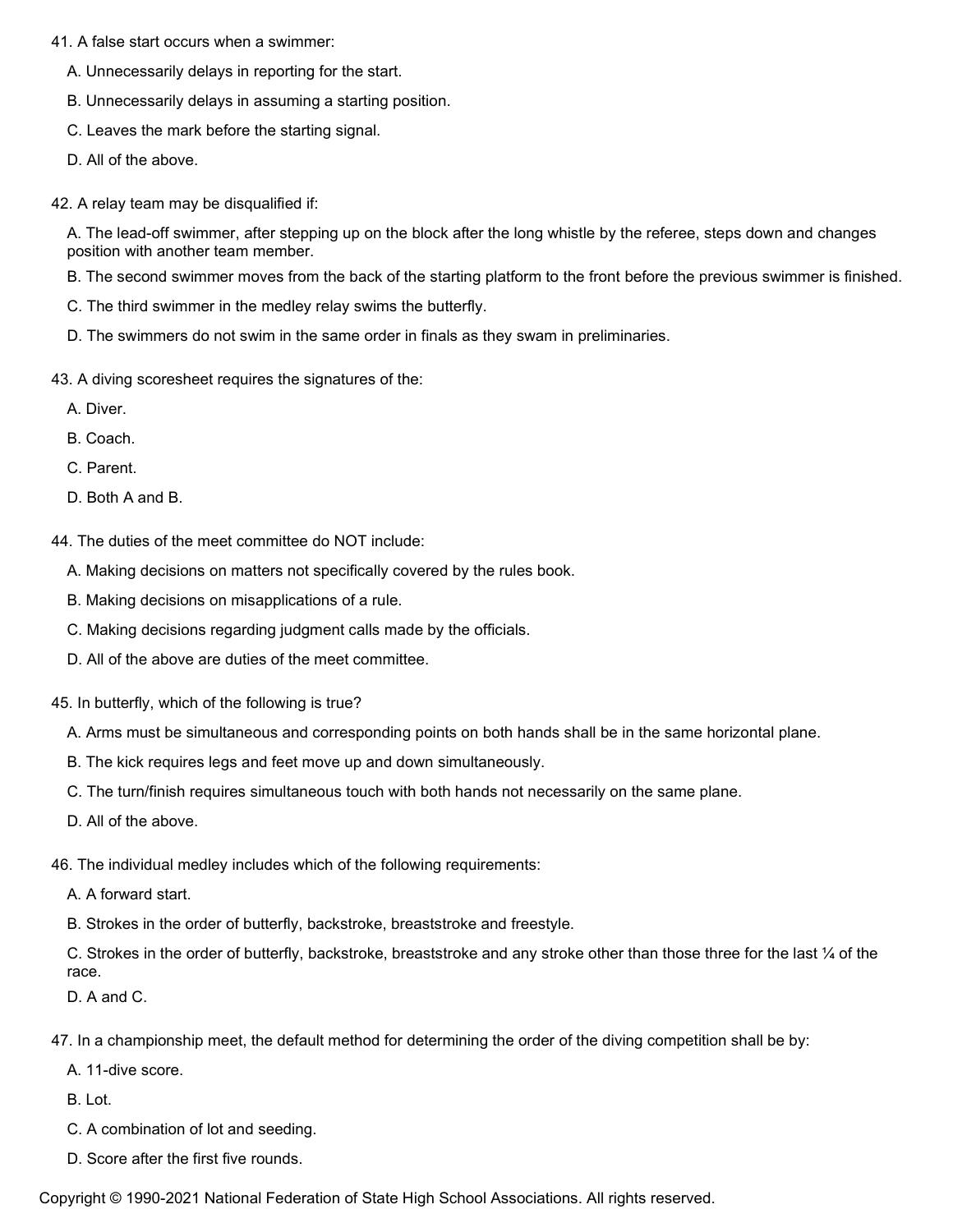41. A false start occurs when a swimmer:

   A. Unnecessarily delays in reporting for the start.

   B. Unnecessarily delays in assuming a starting position.

   C. Leaves the mark before the starting signal.

   D. All of the above.

42. A relay team may be disqualified if:

   A. The lead-off swimmer, after stepping up on the block after the long whistle by the referee, steps down and changes position with another team member.

   B. The second swimmer moves from the back of the starting platform to the front before the previous swimmer is finished.

   C. The third swimmer in the medley relay swims the butterfly.

   D. The swimmers do not swim in the same order in finals as they swam in preliminaries.

43. A diving scoresheet requires the signatures of the:

   A. Diver.

   B. Coach.

   C. Parent.

   D. Both A and B.

44. The duties of the meet committee do NOT include:

   A. Making decisions on matters not specifically covered by the rules book.

   B. Making decisions on misapplications of a rule.

   C. Making decisions regarding judgment calls made by the officials.

   D. All of the above are duties of the meet committee.

45. In butterfly, which of the following is true?

   A. Arms must be simultaneous and corresponding points on both hands shall be in the same horizontal plane.

   B. The kick requires legs and feet move up and down simultaneously.

   C. The turn/finish requires simultaneous touch with both hands not necessarily on the same plane.

   D. All of the above.

46. The individual medley includes which of the following requirements:

   A. A forward start.

   B. Strokes in the order of butterfly, backstroke, breaststroke and freestyle.

   C. Strokes in the order of butterfly, backstroke, breaststroke and any stroke other than those three for the last ¼ of the race.

   D. A and C.

47. In a championship meet, the default method for determining the order of the diving competition shall be by:

   A. 11-dive score.

   B. Lot.

   C. A combination of lot and seeding.

   D. Score after the first five rounds.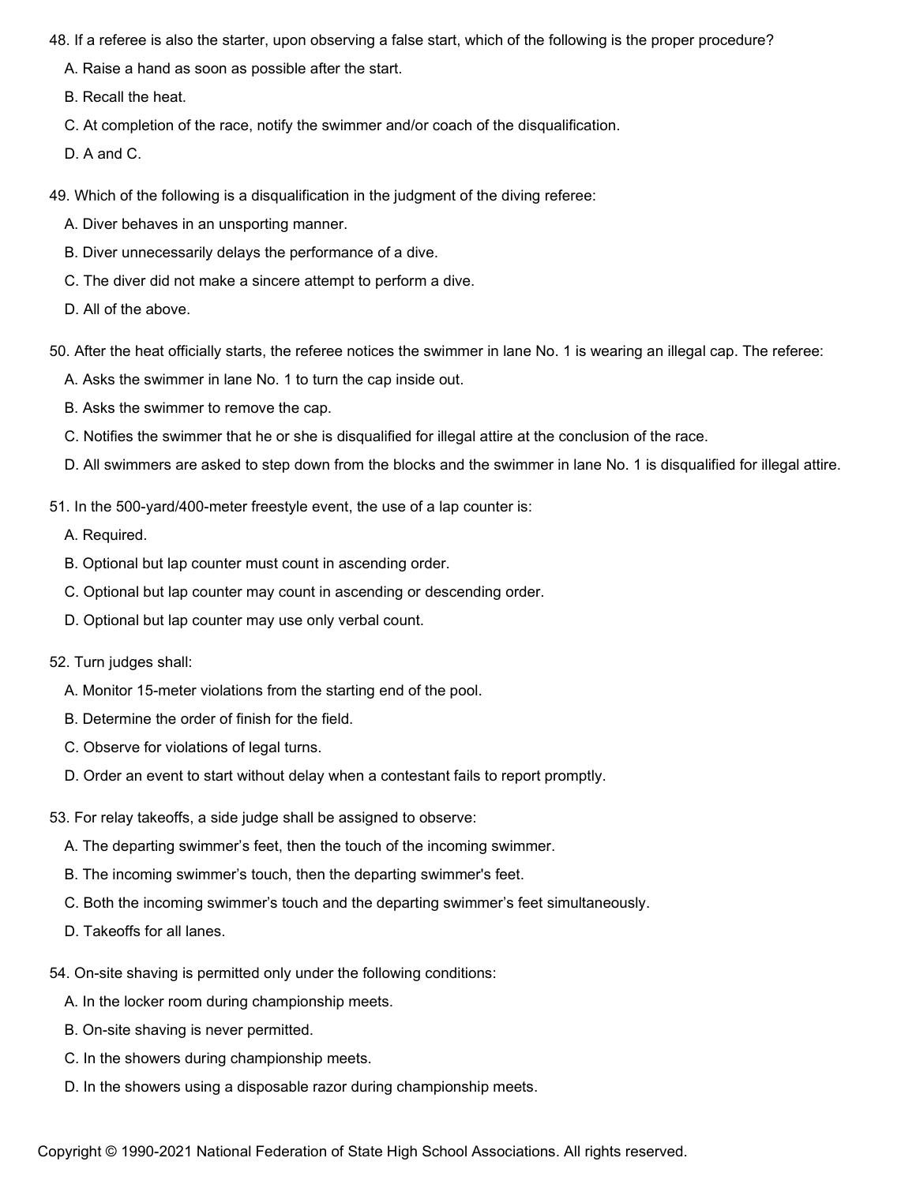48. If a referee is also the starter, upon observing a false start, which of the following is the proper procedure?

   A. Raise a hand as soon as possible after the start.

   B. Recall the heat.

   C. At completion of the race, notify the swimmer and/or coach of the disqualification.

   D. A and C.

49. Which of the following is a disqualification in the judgment of the diving referee:

   A. Diver behaves in an unsporting manner.

   B. Diver unnecessarily delays the performance of a dive.

   C. The diver did not make a sincere attempt to perform a dive.

   D. All of the above.

50. After the heat officially starts, the referee notices the swimmer in lane No. 1 is wearing an illegal cap. The referee:

   A. Asks the swimmer in lane No. 1 to turn the cap inside out.

   B. Asks the swimmer to remove the cap.

   C. Notifies the swimmer that he or she is disqualified for illegal attire at the conclusion of the race.

   D. All swimmers are asked to step down from the blocks and the swimmer in lane No. 1 is disqualified for illegal attire.

51. In the 500-yard/400-meter freestyle event, the use of a lap counter is:

   A. Required.

   B. Optional but lap counter must count in ascending order.

   C. Optional but lap counter may count in ascending or descending order.

   D. Optional but lap counter may use only verbal count.

52. Turn judges shall:

   A. Monitor 15-meter violations from the starting end of the pool.

   B. Determine the order of finish for the field.

   C. Observe for violations of legal turns.

   D. Order an event to start without delay when a contestant fails to report promptly.

53. For relay takeoffs, a side judge shall be assigned to observe:

   A. The departing swimmer's feet, then the touch of the incoming swimmer.

   B. The incoming swimmer's touch, then the departing swimmer's feet.

   C. Both the incoming swimmer's touch and the departing swimmer's feet simultaneously.

   D. Takeoffs for all lanes.

54. On-site shaving is permitted only under the following conditions:

   A. In the locker room during championship meets.

   B. On-site shaving is never permitted.

   C. In the showers during championship meets.

   D. In the showers using a disposable razor during championship meets.

Copyright © 1990-2021 National Federation of State High School Associations. All rights reserved.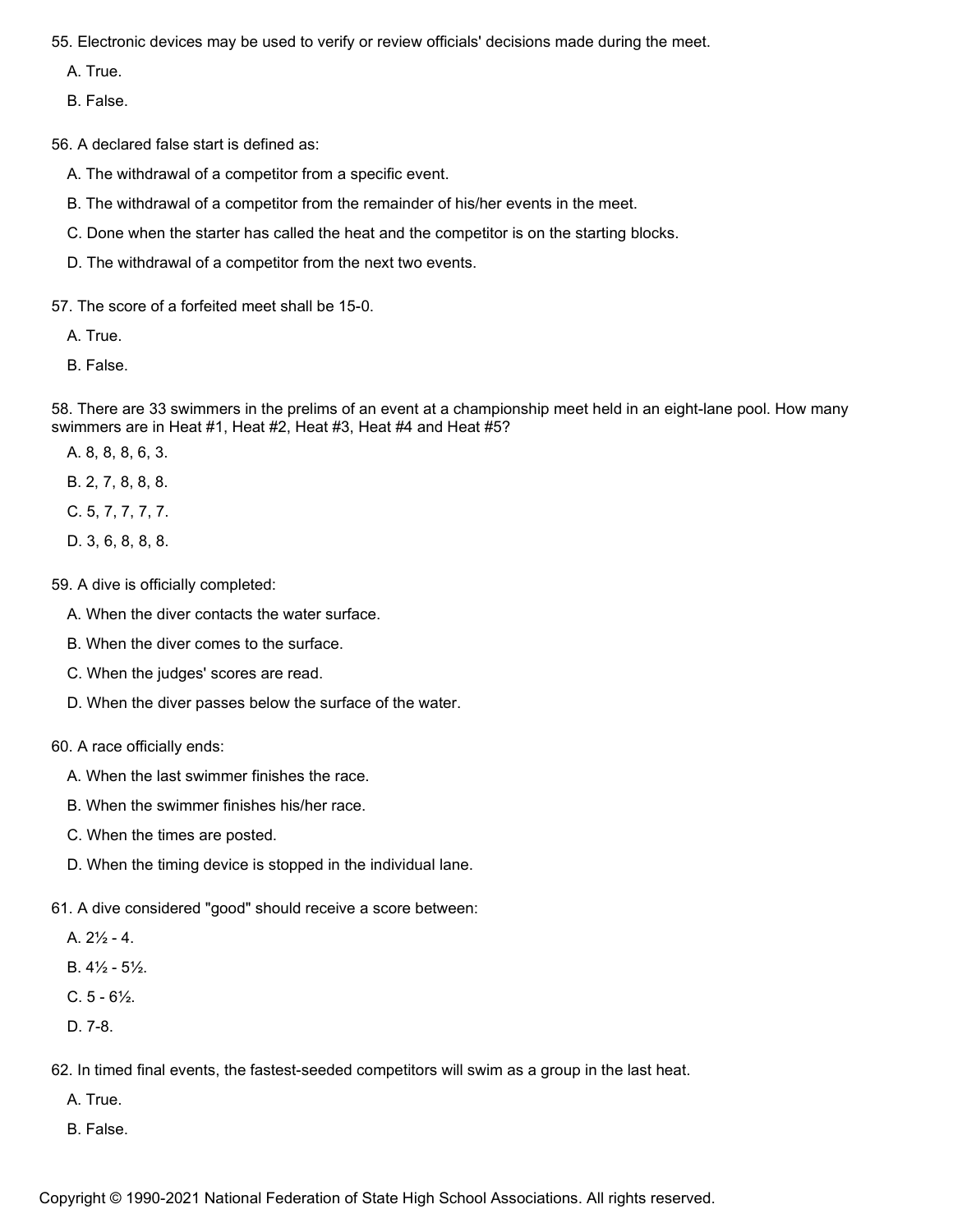55. Electronic devices may be used to verify or review officials' decisions made during the meet.

A. True.

B. False.

56. A declared false start is defined as:

A. The withdrawal of a competitor from a specific event.

B. The withdrawal of a competitor from the remainder of his/her events in the meet.

C. Done when the starter has called the heat and the competitor is on the starting blocks.

D. The withdrawal of a competitor from the next two events.

57. The score of a forfeited meet shall be 15-0.

A. True.

B. False.

58. There are 33 swimmers in the prelims of an event at a championship meet held in an eight-lane pool. How many swimmers are in Heat #1, Heat #2, Heat #3, Heat #4 and Heat #5?

A. 8, 8, 8, 6, 3.

B. 2, 7, 8, 8, 8.

C. 5, 7, 7, 7, 7.

D. 3, 6, 8, 8, 8.

59. A dive is officially completed:

A. When the diver contacts the water surface.

B. When the diver comes to the surface.

C. When the judges' scores are read.

D. When the diver passes below the surface of the water.

60. A race officially ends:

A. When the last swimmer finishes the race.

B. When the swimmer finishes his/her race.

C. When the times are posted.

D. When the timing device is stopped in the individual lane.

61. A dive considered "good" should receive a score between:

A. 2½ - 4.

B. 4½ - 5½.

C. 5 - 6½.

D. 7-8.

62. In timed final events, the fastest-seeded competitors will swim as a group in the last heat.

A. True.

B. False.

Copyright © 1990-2021 National Federation of State High School Associations. All rights reserved.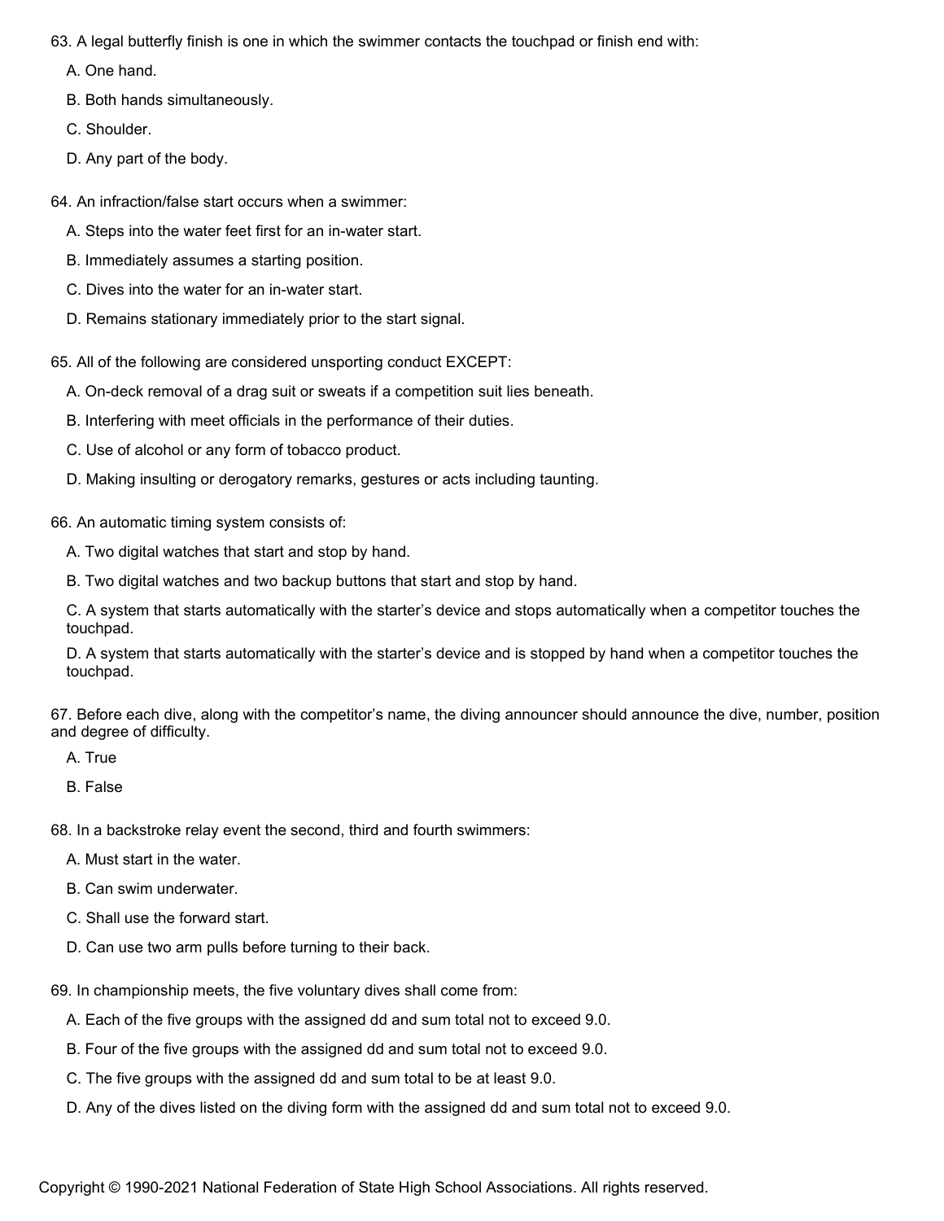63. A legal butterfly finish is one in which the swimmer contacts the touchpad or finish end with:

A. One hand.

B. Both hands simultaneously.

C. Shoulder.

D. Any part of the body.

64. An infraction/false start occurs when a swimmer:

A. Steps into the water feet first for an in-water start.

B. Immediately assumes a starting position.

C. Dives into the water for an in-water start.

D. Remains stationary immediately prior to the start signal.

65. All of the following are considered unsporting conduct EXCEPT:

A. On-deck removal of a drag suit or sweats if a competition suit lies beneath.

B. Interfering with meet officials in the performance of their duties.

C. Use of alcohol or any form of tobacco product.

D. Making insulting or derogatory remarks, gestures or acts including taunting.

66. An automatic timing system consists of:

A. Two digital watches that start and stop by hand.

B. Two digital watches and two backup buttons that start and stop by hand.

C. A system that starts automatically with the starter's device and stops automatically when a competitor touches the touchpad.

D. A system that starts automatically with the starter's device and is stopped by hand when a competitor touches the touchpad.

67. Before each dive, along with the competitor's name, the diving announcer should announce the dive, number, position and degree of difficulty.

A. True

B. False

68. In a backstroke relay event the second, third and fourth swimmers:

A. Must start in the water.

B. Can swim underwater.

C. Shall use the forward start.

D. Can use two arm pulls before turning to their back.

69. In championship meets, the five voluntary dives shall come from:

A. Each of the five groups with the assigned dd and sum total not to exceed 9.0.

B. Four of the five groups with the assigned dd and sum total not to exceed 9.0.

C. The five groups with the assigned dd and sum total to be at least 9.0.

D. Any of the dives listed on the diving form with the assigned dd and sum total not to exceed 9.0.

Copyright © 1990-2021 National Federation of State High School Associations. All rights reserved.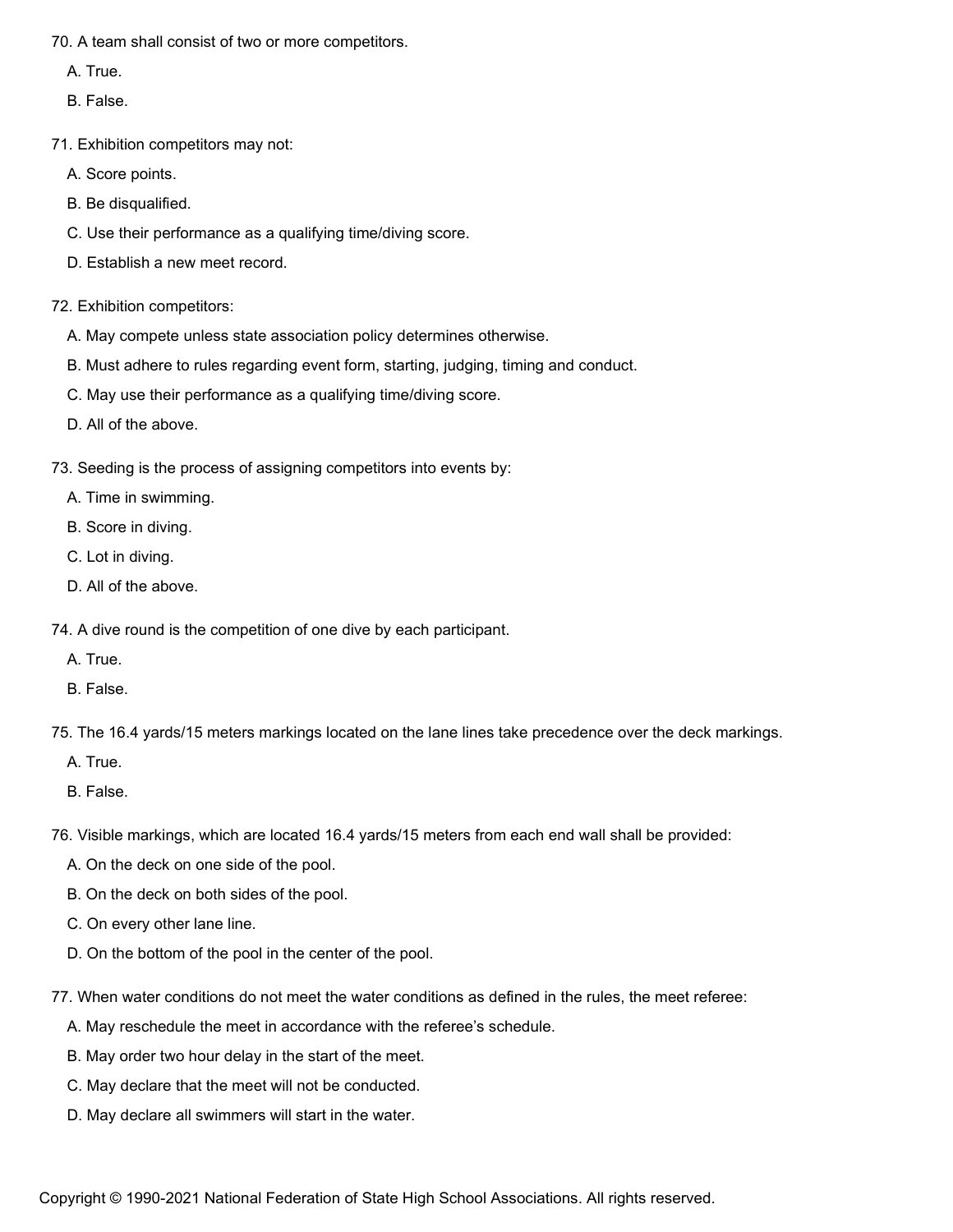70. A team shall consist of two or more competitors.

   A. True.

   B. False.

71. Exhibition competitors may not:

   A. Score points.

   B. Be disqualified.

   C. Use their performance as a qualifying time/diving score.

   D. Establish a new meet record.

72. Exhibition competitors:

   A. May compete unless state association policy determines otherwise.

   B. Must adhere to rules regarding event form, starting, judging, timing and conduct.

   C. May use their performance as a qualifying time/diving score.

   D. All of the above.

73. Seeding is the process of assigning competitors into events by:

   A. Time in swimming.

   B. Score in diving.

   C. Lot in diving.

   D. All of the above.

74. A dive round is the competition of one dive by each participant.

   A. True.

   B. False.

75. The 16.4 yards/15 meters markings located on the lane lines take precedence over the deck markings.

   A. True.

   B. False.

76. Visible markings, which are located 16.4 yards/15 meters from each end wall shall be provided:

   A. On the deck on one side of the pool.

   B. On the deck on both sides of the pool.

   C. On every other lane line.

   D. On the bottom of the pool in the center of the pool.

77. When water conditions do not meet the water conditions as defined in the rules, the meet referee:

   A. May reschedule the meet in accordance with the referee's schedule.

   B. May order two hour delay in the start of the meet.

   C. May declare that the meet will not be conducted.

   D. May declare all swimmers will start in the water.

Copyright © 1990-2021 National Federation of State High School Associations. All rights reserved.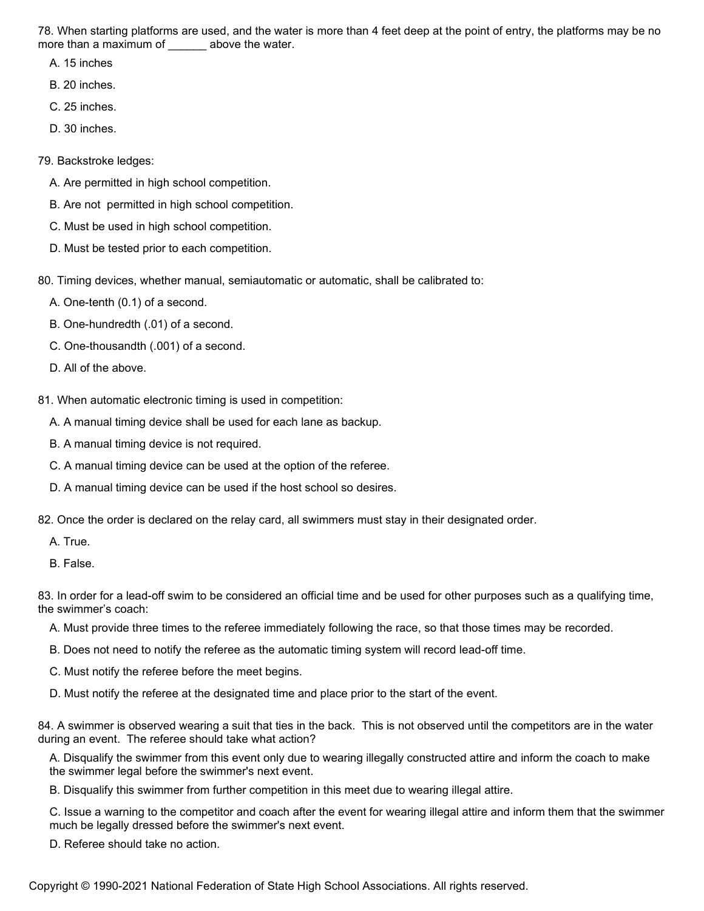78. When starting platforms are used, and the water is more than 4 feet deep at the point of entry, the platforms may be no more than a maximum of ______ above the water.

A. 15 inches

B. 20 inches.

C. 25 inches.

D. 30 inches.

79. Backstroke ledges:

A. Are permitted in high school competition.

B. Are not  permitted in high school competition.

C. Must be used in high school competition.

D. Must be tested prior to each competition.

80. Timing devices, whether manual, semiautomatic or automatic, shall be calibrated to:

A. One-tenth (0.1) of a second.

B. One-hundredth (.01) of a second.

C. One-thousandth (.001) of a second.

D. All of the above.

81. When automatic electronic timing is used in competition:

A. A manual timing device shall be used for each lane as backup.

B. A manual timing device is not required.

C. A manual timing device can be used at the option of the referee.

D. A manual timing device can be used if the host school so desires.

82. Once the order is declared on the relay card, all swimmers must stay in their designated order.

A. True.

B. False.

83. In order for a lead-off swim to be considered an official time and be used for other purposes such as a qualifying time, the swimmer's coach:

A. Must provide three times to the referee immediately following the race, so that those times may be recorded.

B. Does not need to notify the referee as the automatic timing system will record lead-off time.

C. Must notify the referee before the meet begins.

D. Must notify the referee at the designated time and place prior to the start of the event.

84. A swimmer is observed wearing a suit that ties in the back.  This is not observed until the competitors are in the water during an event.  The referee should take what action?

A. Disqualify the swimmer from this event only due to wearing illegally constructed attire and inform the coach to make the swimmer legal before the swimmer's next event.

B. Disqualify this swimmer from further competition in this meet due to wearing illegal attire.

C. Issue a warning to the competitor and coach after the event for wearing illegal attire and inform them that the swimmer much be legally dressed before the swimmer's next event.

D. Referee should take no action.

Copyright © 1990-2021 National Federation of State High School Associations. All rights reserved.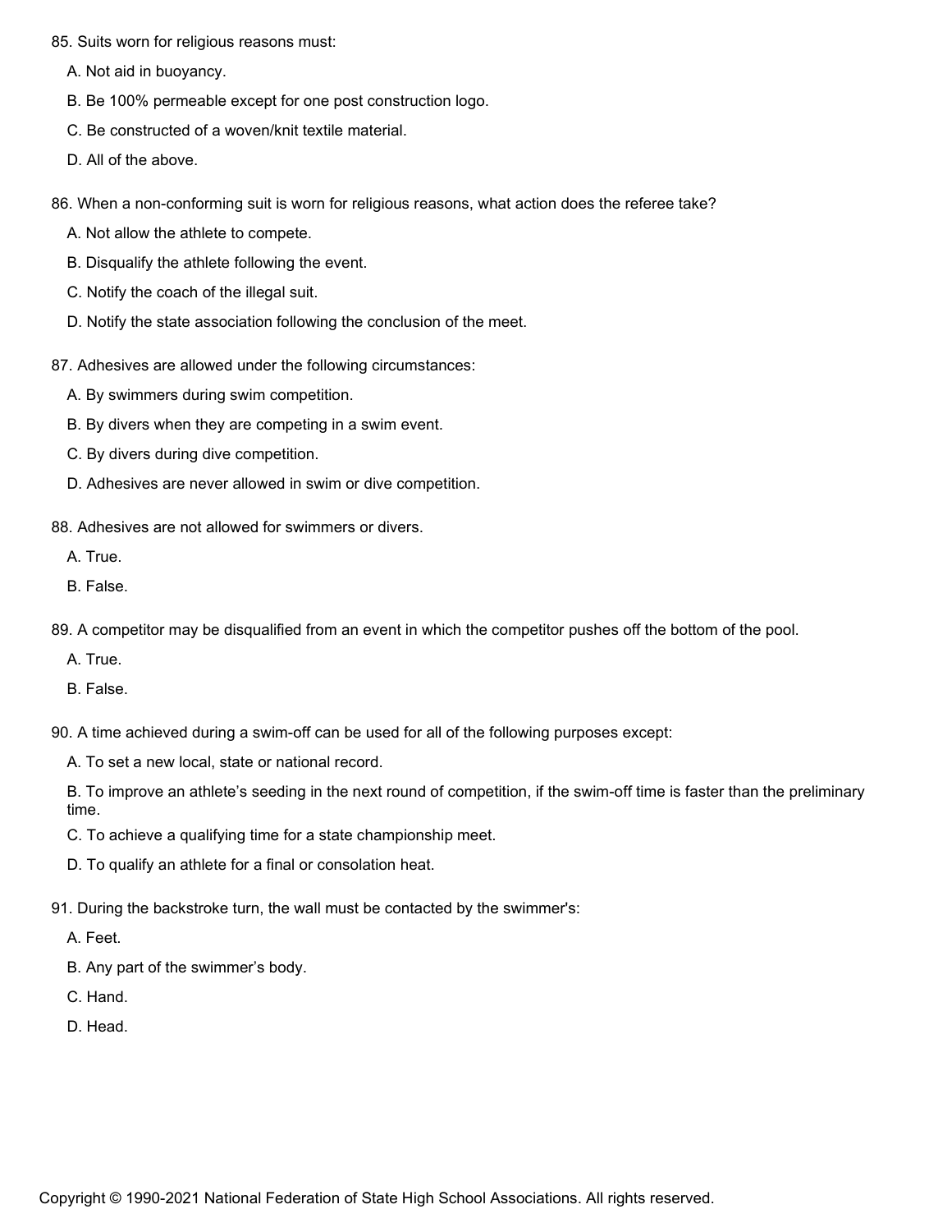85. Suits worn for religious reasons must:

   A. Not aid in buoyancy.

   B. Be 100% permeable except for one post construction logo.

   C. Be constructed of a woven/knit textile material.

   D. All of the above.

86. When a non-conforming suit is worn for religious reasons, what action does the referee take?

   A. Not allow the athlete to compete.

   B. Disqualify the athlete following the event.

   C. Notify the coach of the illegal suit.

   D. Notify the state association following the conclusion of the meet.

87. Adhesives are allowed under the following circumstances:

   A. By swimmers during swim competition.

   B. By divers when they are competing in a swim event.

   C. By divers during dive competition.

   D. Adhesives are never allowed in swim or dive competition.

88. Adhesives are not allowed for swimmers or divers.

   A. True.

   B. False.

89. A competitor may be disqualified from an event in which the competitor pushes off the bottom of the pool.

   A. True.

   B. False.

90. A time achieved during a swim-off can be used for all of the following purposes except:

   A. To set a new local, state or national record.

   B. To improve an athlete's seeding in the next round of competition, if the swim-off time is faster than the preliminary time.

   C. To achieve a qualifying time for a state championship meet.

   D. To qualify an athlete for a final or consolation heat.

91. During the backstroke turn, the wall must be contacted by the swimmer's:

   A. Feet.

   B. Any part of the swimmer's body.

   C. Hand.

   D. Head.

Copyright © 1990-2021 National Federation of State High School Associations. All rights reserved.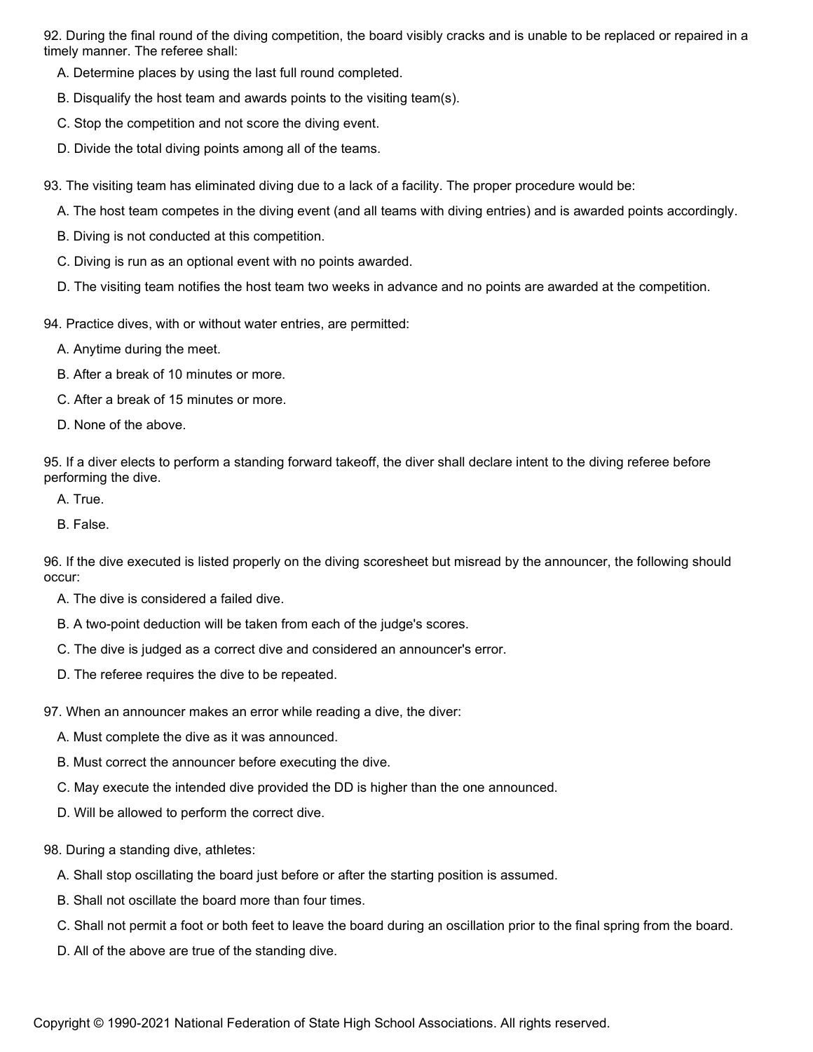92. During the final round of the diving competition, the board visibly cracks and is unable to be replaced or repaired in a timely manner. The referee shall:

A. Determine places by using the last full round completed.

B. Disqualify the host team and awards points to the visiting team(s).

C. Stop the competition and not score the diving event.

D. Divide the total diving points among all of the teams.

93. The visiting team has eliminated diving due to a lack of a facility. The proper procedure would be:

A. The host team competes in the diving event (and all teams with diving entries) and is awarded points accordingly.

B. Diving is not conducted at this competition.

C. Diving is run as an optional event with no points awarded.

D. The visiting team notifies the host team two weeks in advance and no points are awarded at the competition.

94. Practice dives, with or without water entries, are permitted:

A. Anytime during the meet.

B. After a break of 10 minutes or more.

C. After a break of 15 minutes or more.

D. None of the above.

95. If a diver elects to perform a standing forward takeoff, the diver shall declare intent to the diving referee before performing the dive.

A. True.

B. False.

96. If the dive executed is listed properly on the diving scoresheet but misread by the announcer, the following should occur:

A. The dive is considered a failed dive.

B. A two-point deduction will be taken from each of the judge's scores.

C. The dive is judged as a correct dive and considered an announcer's error.

D. The referee requires the dive to be repeated.

97. When an announcer makes an error while reading a dive, the diver:

A. Must complete the dive as it was announced.

B. Must correct the announcer before executing the dive.

C. May execute the intended dive provided the DD is higher than the one announced.

D. Will be allowed to perform the correct dive.

98. During a standing dive, athletes:

A. Shall stop oscillating the board just before or after the starting position is assumed.

B. Shall not oscillate the board more than four times.

C. Shall not permit a foot or both feet to leave the board during an oscillation prior to the final spring from the board.

D. All of the above are true of the standing dive.

Copyright © 1990-2021 National Federation of State High School Associations. All rights reserved.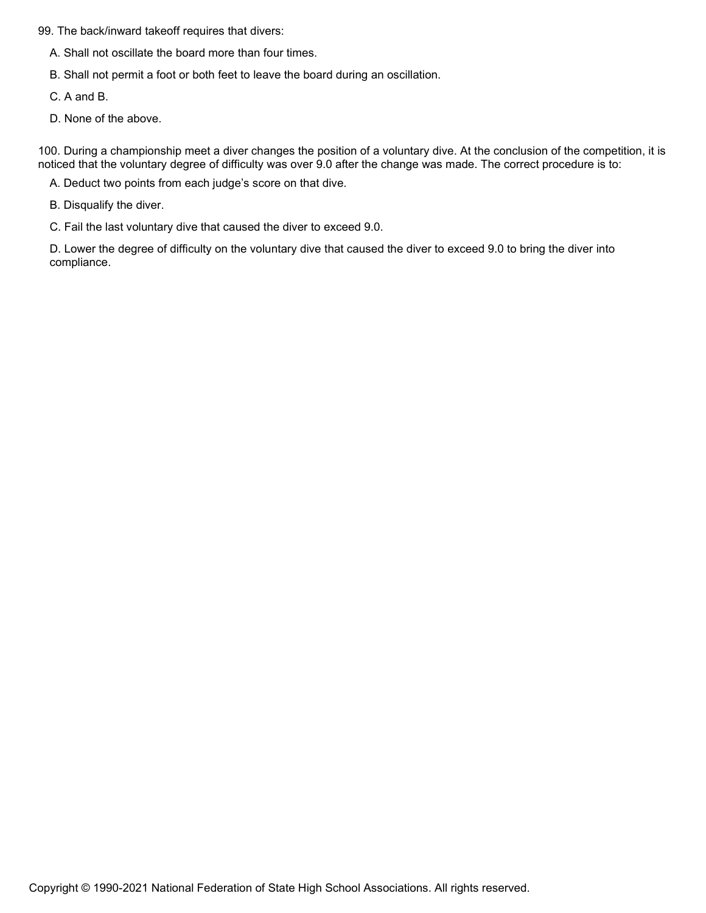99. The back/inward takeoff requires that divers:

A. Shall not oscillate the board more than four times.

B. Shall not permit a foot or both feet to leave the board during an oscillation.

C. A and B.

D. None of the above.

100. During a championship meet a diver changes the position of a voluntary dive. At the conclusion of the competition, it is noticed that the voluntary degree of difficulty was over 9.0 after the change was made. The correct procedure is to:

A. Deduct two points from each judge's score on that dive.

B. Disqualify the diver.

C. Fail the last voluntary dive that caused the diver to exceed 9.0.

D. Lower the degree of difficulty on the voluntary dive that caused the diver to exceed 9.0 to bring the diver into compliance.

Copyright © 1990-2021 National Federation of State High School Associations. All rights reserved.